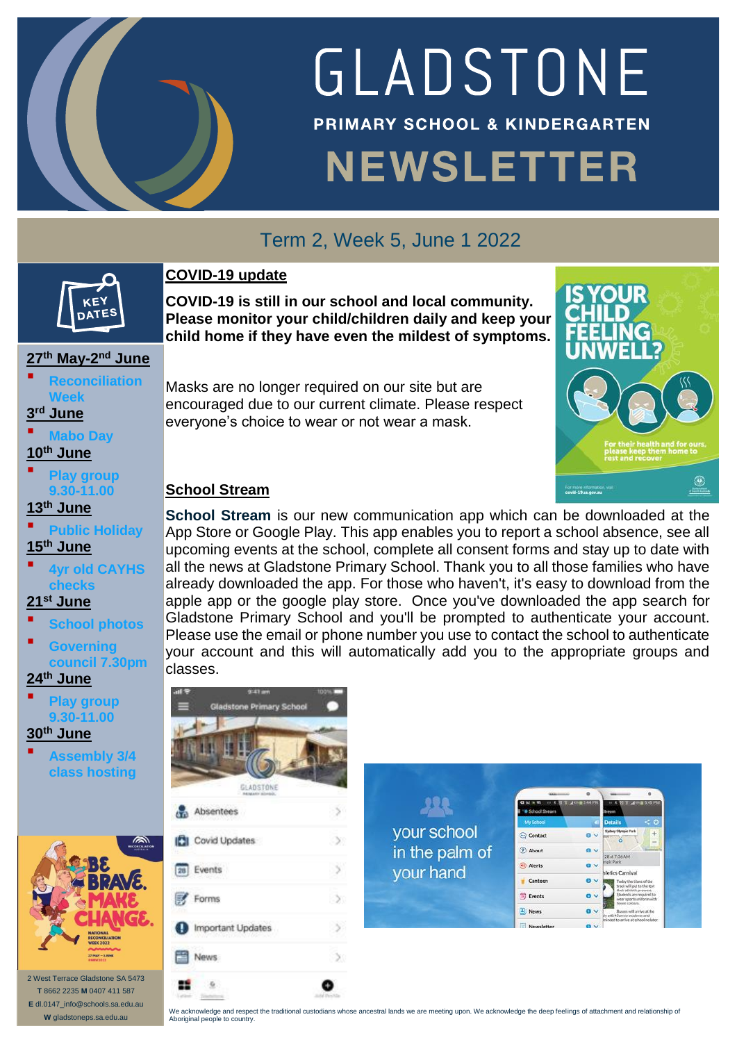# GLADSTONE

**PRIMARY SCHOOL & KINDERGARTEN**

# NEWSLETTER

## Term 2, Week 5, June 1 2022

### KEY DATES

**27th May-2nd June**
- Reconciliation Week

**3rd June**
- Mabo Day

**10th June**
- Play group 9.30-11.00

**13th June**
- Public Holiday

**15th June**
- 4yr old CAYHS checks

**21st June**
- School photos
- Governing council 7.30pm

**24th June**
- Play group 9.30-11.00

**30th June**
- Assembly 3/4 class hosting

2 West Terrace Gladstone SA 5473
**T** 8662 2235 **M** 0407 411 587
**E** dl.0147_info@schools.sa.edu.au
**W** gladstoneps.sa.edu.au

## COVID-19 update

**COVID-19 is still in our school and local community. Please monitor your child/children daily and keep your child home if they have even the mildest of symptoms.**

Masks are no longer required on our site but are encouraged due to our current climate. Please respect everyone's choice to wear or not wear a mask.

## School Stream

**School Stream** is our new communication app which can be downloaded at the App Store or Google Play. This app enables you to report a school absence, see all upcoming events at the school, complete all consent forms and stay up to date with all the news at Gladstone Primary School. Thank you to all those families who have already downloaded the app. For those who haven't, it's easy to download from the apple app or the google play store. Once you've downloaded the app search for Gladstone Primary School and you'll be prompted to authenticate your account. Please use the email or phone number you use to contact the school to authenticate your account and this will automatically add you to the appropriate groups and classes.

We acknowledge and respect the traditional custodians whose ancestral lands we are meeting upon. We acknowledge the deep feelings of attachment and relationship of Aboriginal people to country.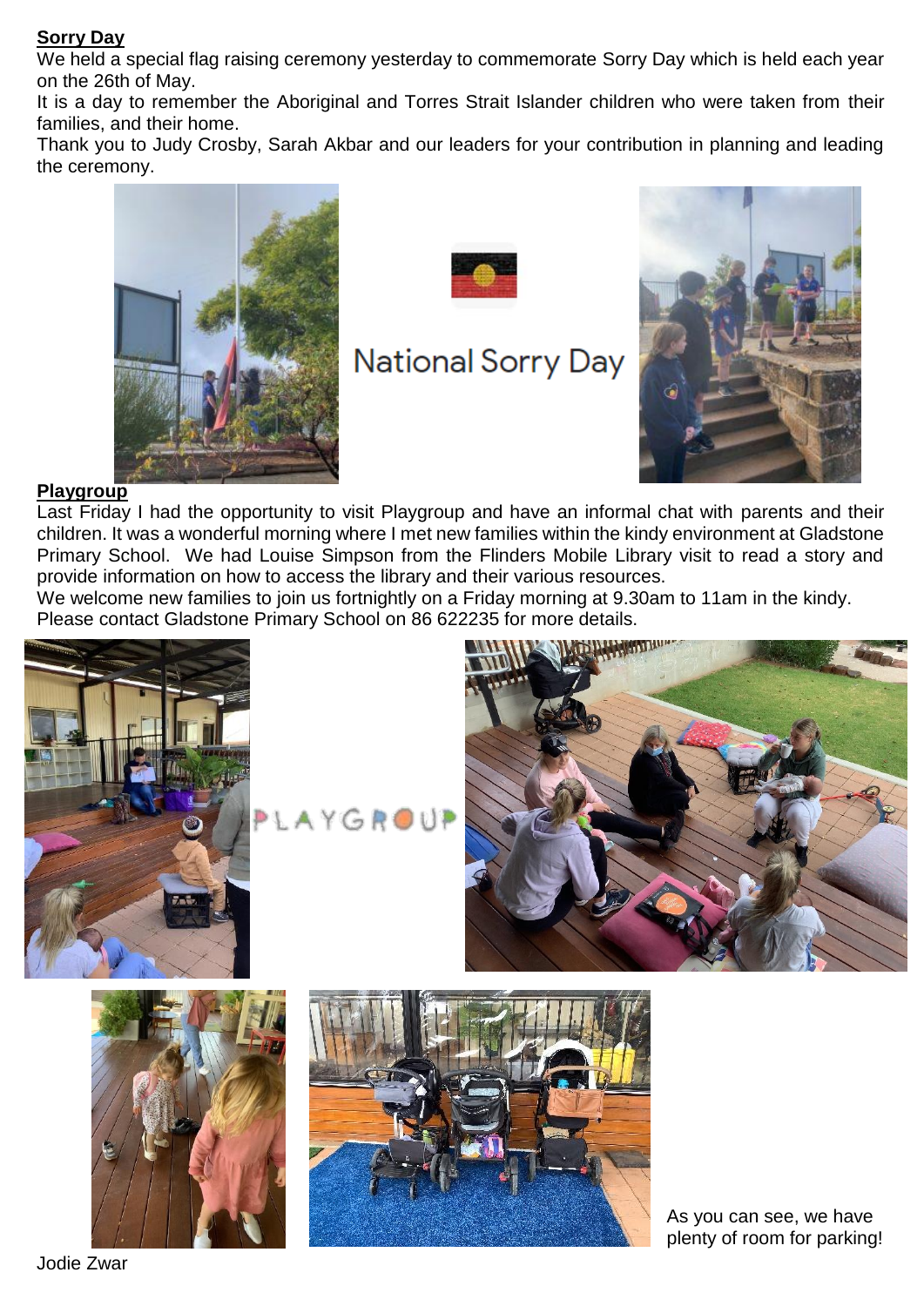**Sorry Day**

We held a special flag raising ceremony yesterday to commemorate Sorry Day which is held each year on the 26th of May.

It is a day to remember the Aboriginal and Torres Strait Islander children who were taken from their families, and their home.

Thank you to Judy Crosby, Sarah Akbar and our leaders for your contribution in planning and leading the ceremony.

National Sorry Day

**Playgroup**

Last Friday I had the opportunity to visit Playgroup and have an informal chat with parents and their children. It was a wonderful morning where I met new families within the kindy environment at Gladstone Primary School. We had Louise Simpson from the Flinders Mobile Library visit to read a story and provide information on how to access the library and their various resources.

We welcome new families to join us fortnightly on a Friday morning at 9.30am to 11am in the kindy.

Please contact Gladstone Primary School on 86 622235 for more details.

PLAYGROUP

As you can see, we have plenty of room for parking!

Jodie Zwar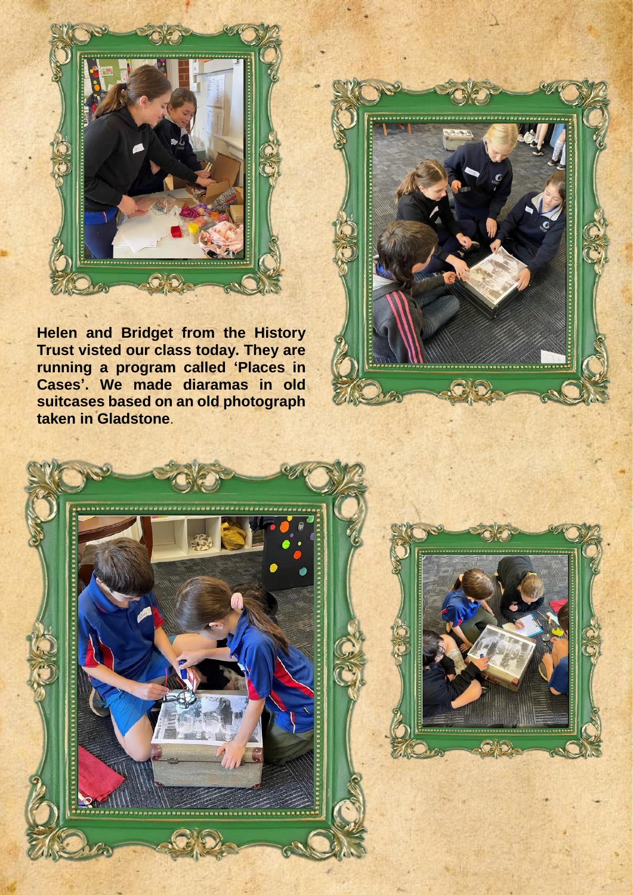**Helen and Bridget from the History Trust visted our class today. They are running a program called 'Places in Cases'. We made diaramas in old suitcases based on an old photograph taken in Gladstone**.